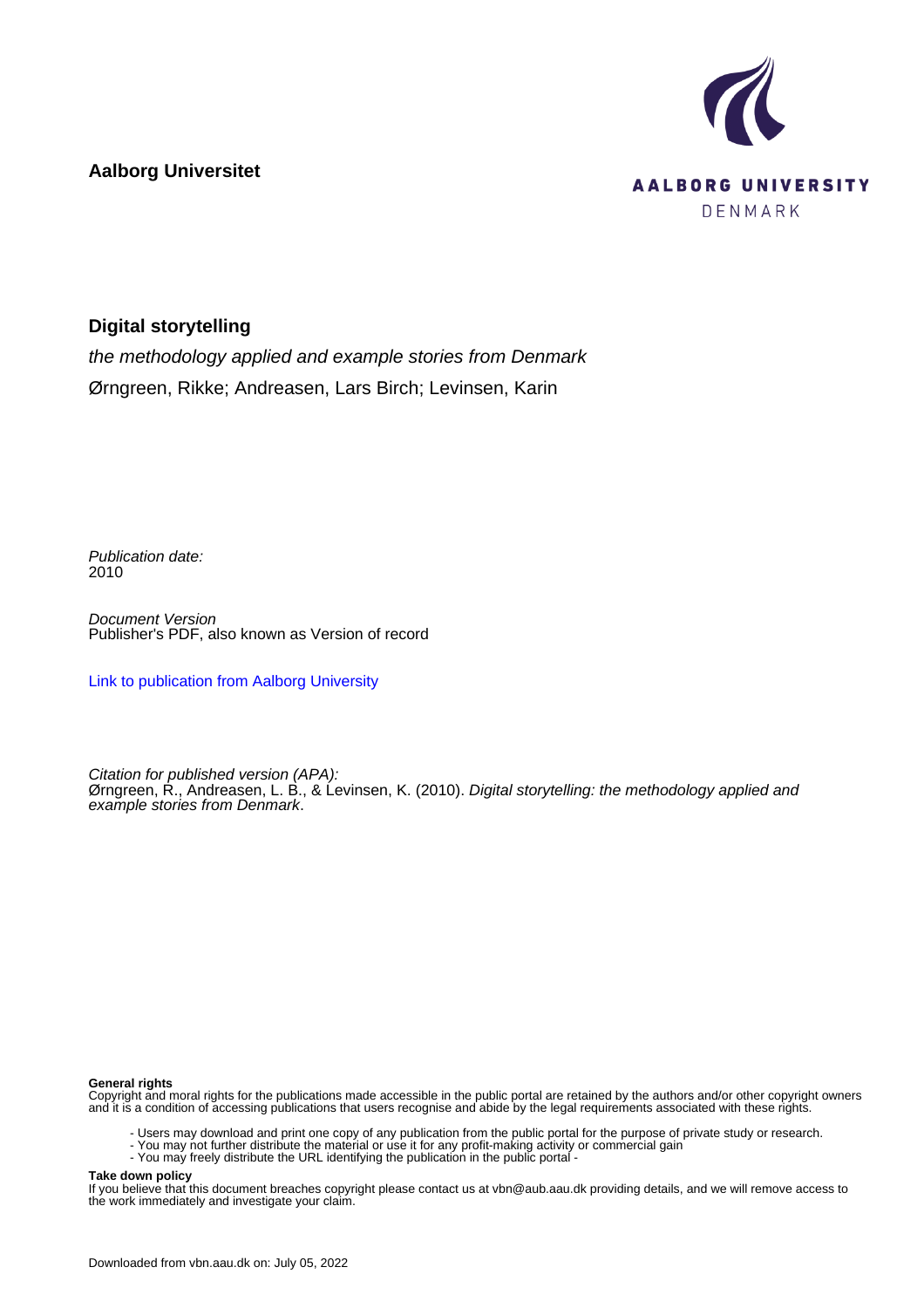**Aalborg Universitet**

AALBORG UNIVERSITY
DENMARK

# Digital storytelling

*the methodology applied and example stories from Denmark*

Ørngreen, Rikke; Andreasen, Lars Birch; Levinsen, Karin

*Publication date:*
2010

*Document Version*
Publisher's PDF, also known as Version of record

Link to publication from Aalborg University

*Citation for published version (APA):*
Ørngreen, R., Andreasen, L. B., & Levinsen, K. (2010). *Digital storytelling: the methodology applied and example stories from Denmark*.

**General rights**
Copyright and moral rights for the publications made accessible in the public portal are retained by the authors and/or other copyright owners and it is a condition of accessing publications that users recognise and abide by the legal requirements associated with these rights.

- Users may download and print one copy of any publication from the public portal for the purpose of private study or research.
- You may not further distribute the material or use it for any profit-making activity or commercial gain
- You may freely distribute the URL identifying the publication in the public portal -

**Take down policy**
If you believe that this document breaches copyright please contact us at vbn@aub.aau.dk providing details, and we will remove access to the work immediately and investigate your claim.

Downloaded from vbn.aau.dk on: July 05, 2022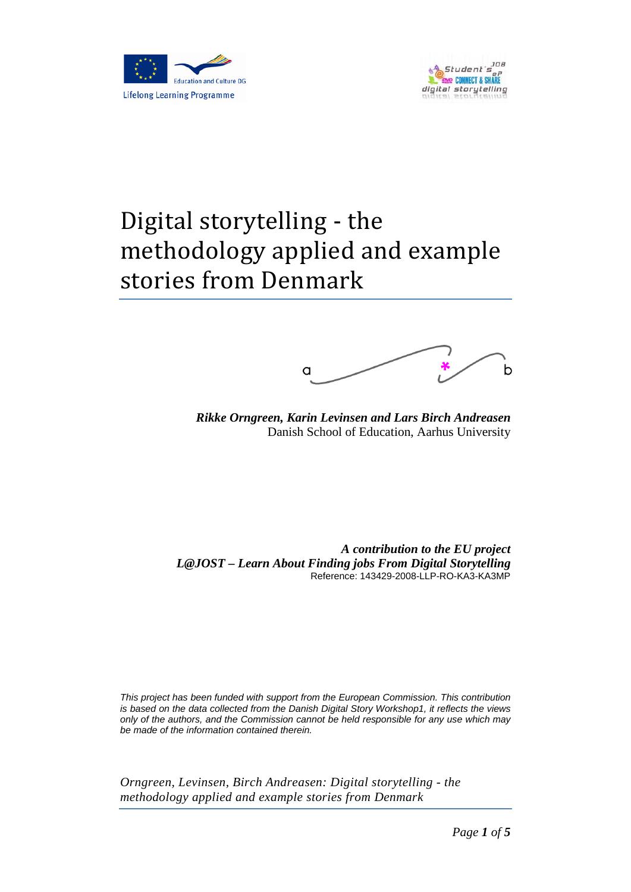# Digital storytelling - the methodology applied and example stories from Denmark

***Rikke Orngreen, Karin Levinsen and Lars Birch Andreasen***
Danish School of Education, Aarhus University

***A contribution to the EU project***
***L@JOST – Learn About Finding jobs From Digital Storytelling***
Reference: 143429-2008-LLP-RO-KA3-KA3MP

*This project has been funded with support from the European Commission. This contribution is based on the data collected from the Danish Digital Story Workshop1, it reflects the views only of the authors, and the Commission cannot be held responsible for any use which may be made of the information contained therein.*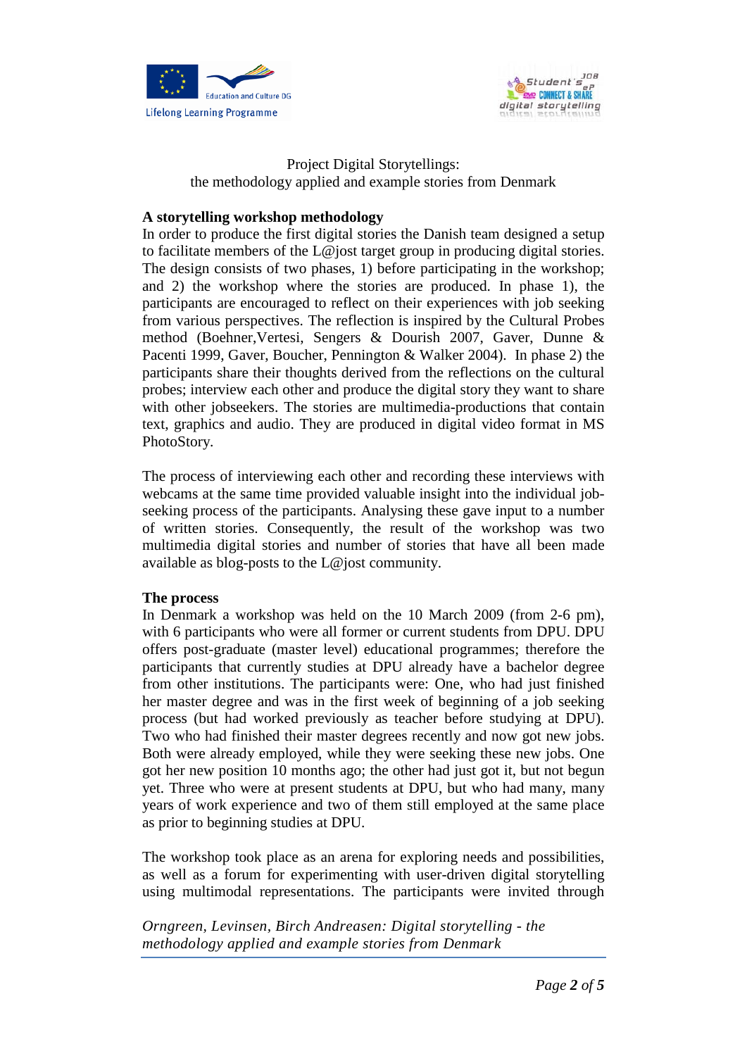Project Digital Storytellings:
the methodology applied and example stories from Denmark

**A storytelling workshop methodology**

In order to produce the first digital stories the Danish team designed a setup to facilitate members of the L@jost target group in producing digital stories. The design consists of two phases, 1) before participating in the workshop; and 2) the workshop where the stories are produced. In phase 1), the participants are encouraged to reflect on their experiences with job seeking from various perspectives. The reflection is inspired by the Cultural Probes method (Boehner,Vertesi, Sengers & Dourish 2007, Gaver, Dunne & Pacenti 1999, Gaver, Boucher, Pennington & Walker 2004). In phase 2) the participants share their thoughts derived from the reflections on the cultural probes; interview each other and produce the digital story they want to share with other jobseekers. The stories are multimedia-productions that contain text, graphics and audio. They are produced in digital video format in MS PhotoStory.

The process of interviewing each other and recording these interviews with webcams at the same time provided valuable insight into the individual job-seeking process of the participants. Analysing these gave input to a number of written stories. Consequently, the result of the workshop was two multimedia digital stories and number of stories that have all been made available as blog-posts to the L@jost community.

**The process**

In Denmark a workshop was held on the 10 March 2009 (from 2-6 pm), with 6 participants who were all former or current students from DPU. DPU offers post-graduate (master level) educational programmes; therefore the participants that currently studies at DPU already have a bachelor degree from other institutions. The participants were: One, who had just finished her master degree and was in the first week of beginning of a job seeking process (but had worked previously as teacher before studying at DPU). Two who had finished their master degrees recently and now got new jobs. Both were already employed, while they were seeking these new jobs. One got her new position 10 months ago; the other had just got it, but not begun yet. Three who were at present students at DPU, but who had many, many years of work experience and two of them still employed at the same place as prior to beginning studies at DPU.

The workshop took place as an arena for exploring needs and possibilities, as well as a forum for experimenting with user-driven digital storytelling using multimodal representations. The participants were invited through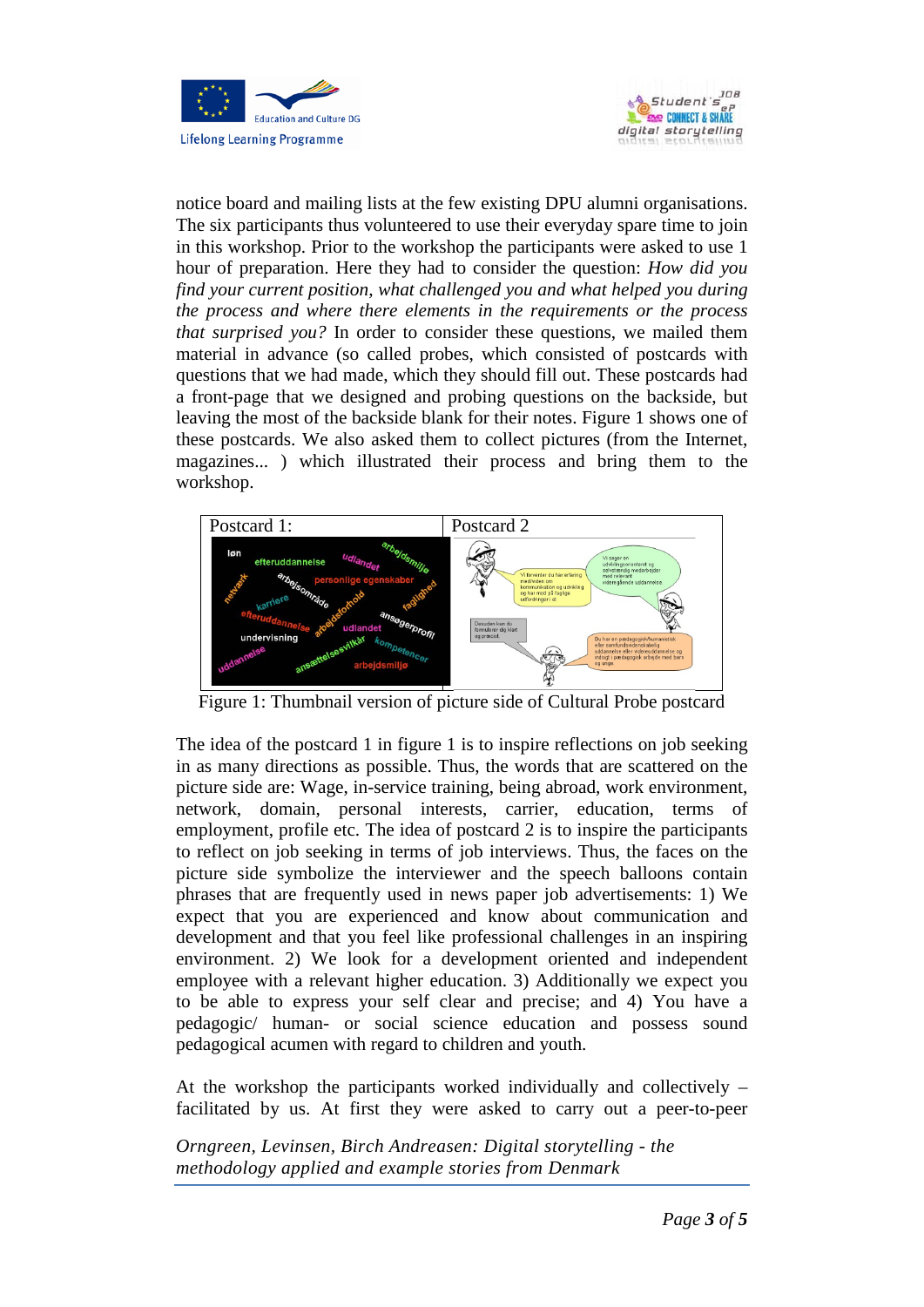notice board and mailing lists at the few existing DPU alumni organisations. The six participants thus volunteered to use their everyday spare time to join in this workshop. Prior to the workshop the participants were asked to use 1 hour of preparation. Here they had to consider the question: *How did you find your current position, what challenged you and what helped you during the process and where there elements in the requirements or the process that surprised you?* In order to consider these questions, we mailed them material in advance (so called probes, which consisted of postcards with questions that we had made, which they should fill out. These postcards had a front-page that we designed and probing questions on the backside, but leaving the most of the backside blank for their notes. Figure 1 shows one of these postcards. We also asked them to collect pictures (from the Internet, magazines... ) which illustrated their process and bring them to the workshop.

| Postcard 1: | Postcard 2 |
|---|---|
| | |

Figure 1: Thumbnail version of picture side of Cultural Probe postcard

The idea of the postcard 1 in figure 1 is to inspire reflections on job seeking in as many directions as possible. Thus, the words that are scattered on the picture side are: Wage, in-service training, being abroad, work environment, network, domain, personal interests, carrier, education, terms of employment, profile etc. The idea of postcard 2 is to inspire the participants to reflect on job seeking in terms of job interviews. Thus, the faces on the picture side symbolize the interviewer and the speech balloons contain phrases that are frequently used in news paper job advertisements: 1) We expect that you are experienced and know about communication and development and that you feel like professional challenges in an inspiring environment. 2) We look for a development oriented and independent employee with a relevant higher education. 3) Additionally we expect you to be able to express your self clear and precise; and 4) You have a pedagogic/ human- or social science education and possess sound pedagogical acumen with regard to children and youth.

At the workshop the participants worked individually and collectively – facilitated by us. At first they were asked to carry out a peer-to-peer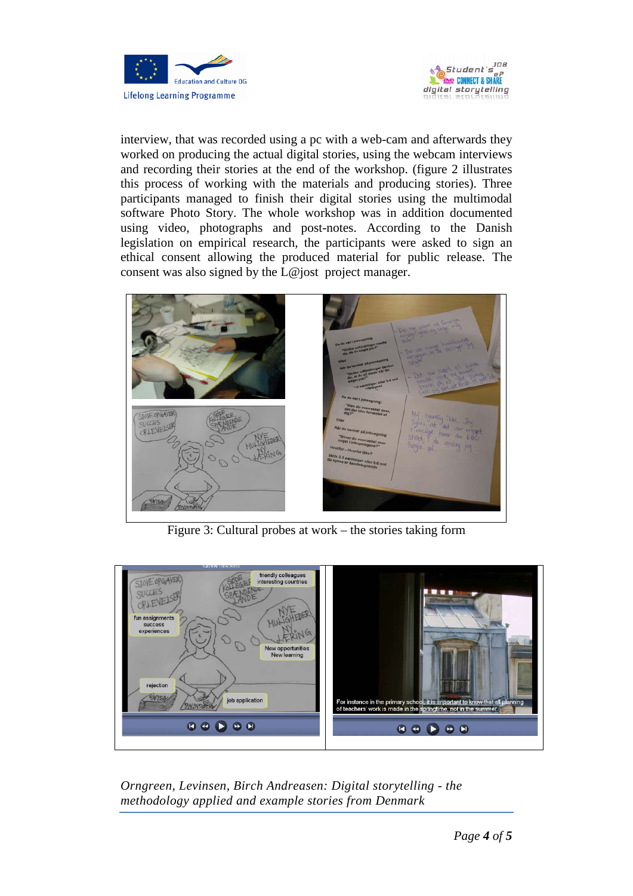interview, that was recorded using a pc with a web-cam and afterwards they worked on producing the actual digital stories, using the webcam interviews and recording their stories at the end of the workshop. (figure 2 illustrates this process of working with the materials and producing stories). Three participants managed to finish their digital stories using the multimodal software Photo Story. The whole workshop was in addition documented using video, photographs and post-notes. According to the Danish legislation on empirical research, the participants were asked to sign an ethical consent allowing the produced material for public release. The consent was also signed by the L@jost project manager.

Figure 3: Cultural probes at work – the stories taking form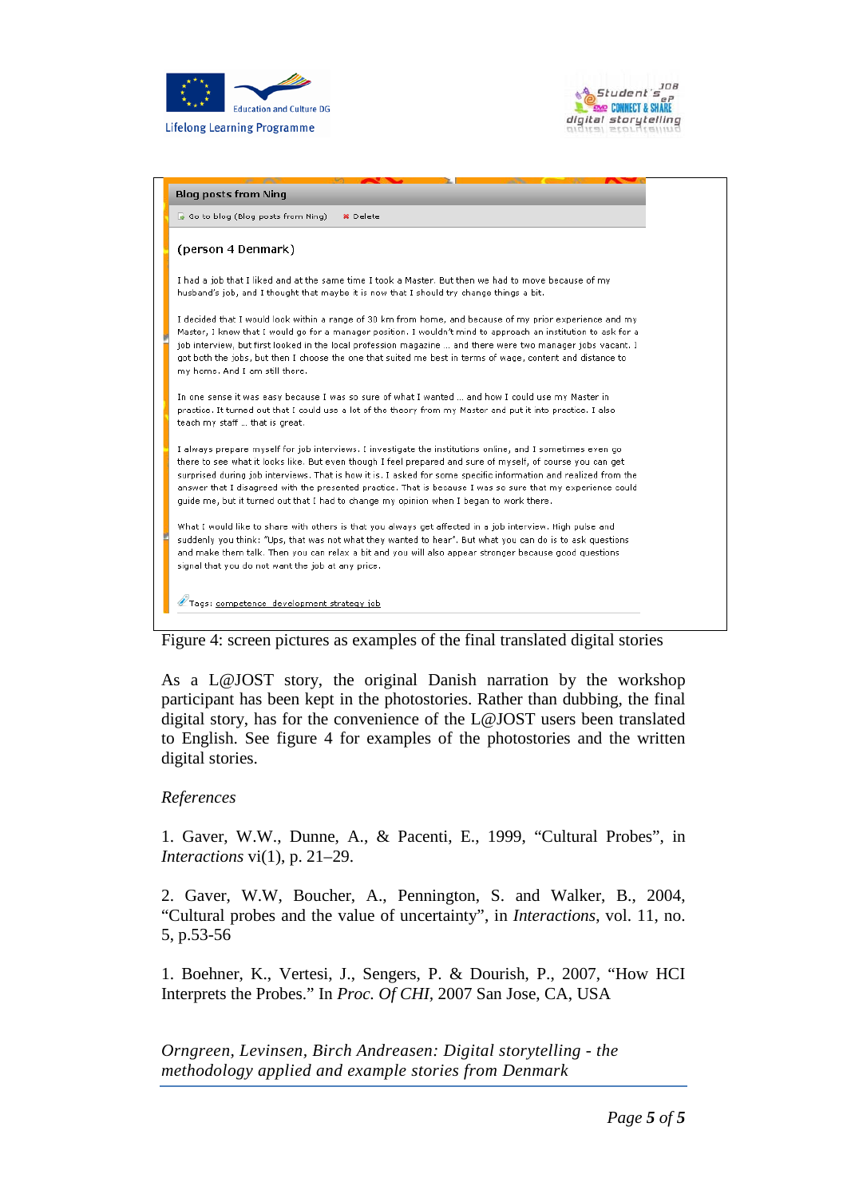Blog posts from Ning

Go to blog (Blog posts from Ning) ✖ Delete

(person 4 Denmark)

I had a job that I liked and at the same time I took a Master. But then we had to move because of my husband's job, and I thought that maybe it is now that I should try change things a bit.

I decided that I would look within a range of 30 km from home, and because of my prior experience and my Master, I knew that I would go for a manager position. I wouldn't mind to approach an institution to ask for a job interview, but first looked in the local profession magazine ... and there were two manager jobs vacant. I got both the jobs, but then I choose the one that suited me best in terms of wage, content and distance to my home. And I am still there.

In one sense it was easy because I was so sure of what I wanted ... and how I could use my Master in practice. It turned out that I could use a lot of the theory from my Master and put it into practice. I also teach my staff ... that is great.

I always prepare myself for job interviews. I investigate the institutions online, and I sometimes even go there to see what it looks like. But even though I feel prepared and sure of myself, of course you can get surprised during job interviews. That is how it is. I asked for some specific information and realized from the answer that I disagreed with the presented practice. That is because I was so sure that my experience could guide me, but it turned out that I had to change my opinion when I began to work there.

What I would like to share with others is that you always get affected in a job interview. High pulse and suddenly you think: "Ups, that was not what they wanted to hear". But what you can do is to ask questions and make them talk. Then you can relax a bit and you will also appear stronger because good questions signal that you do not want the job at any price.

Tags: competence development strategy job

Figure 4: screen pictures as examples of the final translated digital stories

As a L@JOST story, the original Danish narration by the workshop participant has been kept in the photostories. Rather than dubbing, the final digital story, has for the convenience of the L@JOST users been translated to English. See figure 4 for examples of the photostories and the written digital stories.

*References*

1. Gaver, W.W., Dunne, A., & Pacenti, E., 1999, "Cultural Probes", in *Interactions* vi(1), p. 21–29.

2. Gaver, W.W, Boucher, A., Pennington, S. and Walker, B., 2004, "Cultural probes and the value of uncertainty", in *Interactions*, vol. 11, no. 5, p.53-56

1. Boehner, K., Vertesi, J., Sengers, P. & Dourish, P., 2007, "How HCI Interprets the Probes." In *Proc. Of CHI*, 2007 San Jose, CA, USA